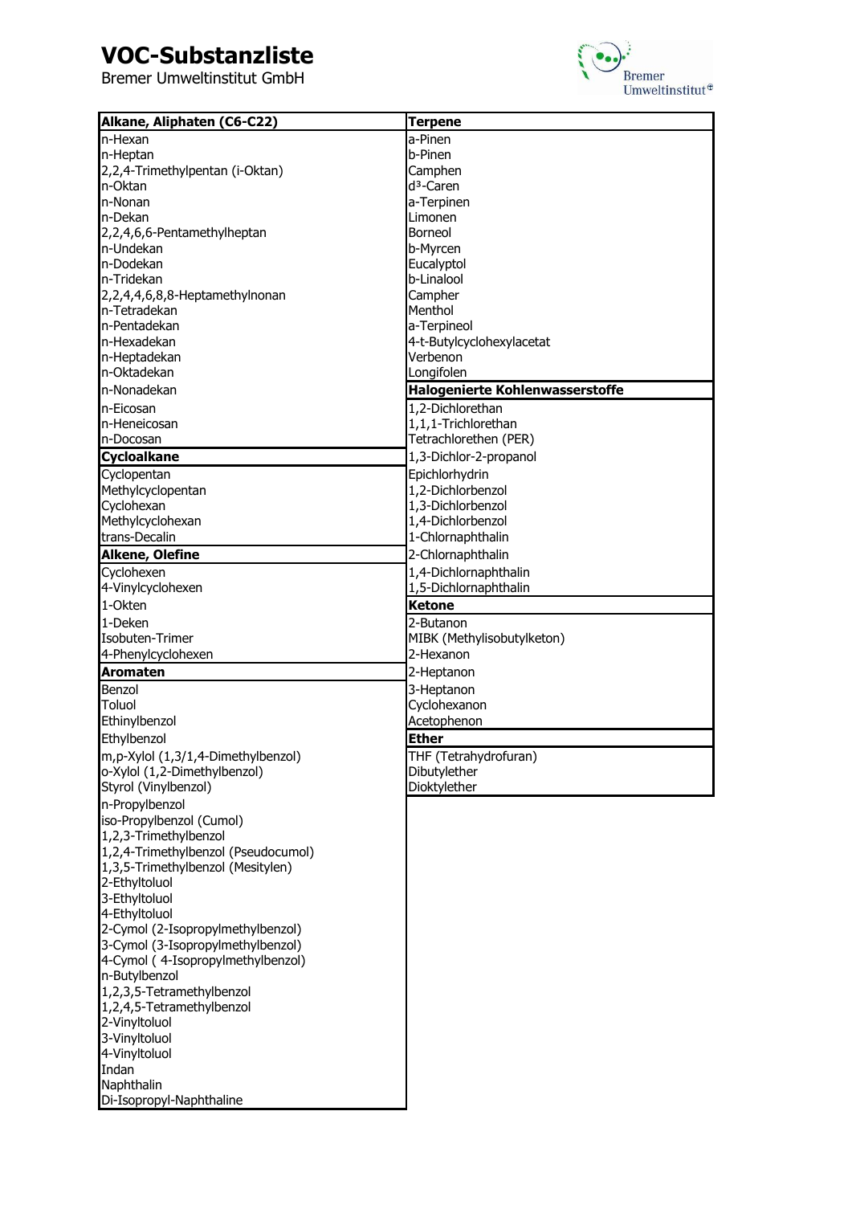# VOC-Substanzliste

Bremer Umweltinstitut GmbH

## Alkane, Aliphaten (C6-C22)

- n-Hexan
- n-Heptan
- 2,2,4-Trimethylpentan (i-Oktan)
- n-Oktan
- n-Nonan
- n-Dekan
- 2,2,4,6,6-Pentamethylheptan
- n-Undekan
- n-Dodekan
- n-Tridekan
- 2,2,4,4,6,8,8-Heptamethylnonan
- n-Tetradekan
- n-Pentadekan
- n-Hexadekan
- n-Heptadekan
- n-Oktadekan
- n-Nonadekan
- n-Eicosan
- n-Heneicosan
- n-Docosan

## Cycloalkane

- Cyclopentan
- Methylcyclopentan
- Cyclohexan
- Methylcyclohexan
- trans-Decalin

## Alkene, Olefine

- Cyclohexen
- 4-Vinylcyclohexen
- 1-Okten
- 1-Deken
- Isobuten-Trimer
- 4-Phenylcyclohexen

## Aromaten

- Benzol
- Toluol
- Ethinylbenzol
- Ethylbenzol
- m,p-Xylol (1,3/1,4-Dimethylbenzol)
- o-Xylol (1,2-Dimethylbenzol)
- Styrol (Vinylbenzol)
- n-Propylbenzol
- iso-Propylbenzol (Cumol)
- 1,2,3-Trimethylbenzol
- 1,2,4-Trimethylbenzol (Pseudocumol)
- 1,3,5-Trimethylbenzol (Mesitylen)
- 2-Ethyltoluol
- 3-Ethyltoluol
- 4-Ethyltoluol
- 2-Cymol (2-Isopropylmethylbenzol)
- 3-Cymol (3-Isopropylmethylbenzol)
- 4-Cymol ( 4-Isopropylmethylbenzol)
- n-Butylbenzol
- 1,2,3,5-Tetramethylbenzol
- 1,2,4,5-Tetramethylbenzol
- 2-Vinyltoluol
- 3-Vinyltoluol
- 4-Vinyltoluol
- Indan
- Naphthalin
- Di-Isopropyl-Naphthaline

## Terpene

- a-Pinen
- b-Pinen
- Camphen
- d³-Caren
- a-Terpinen
- Limonen
- Borneol
- b-Myrcen
- Eucalyptol
- b-Linalool
- Campher
- Menthol
- a-Terpineol
- 4-t-Butylcyclohexylacetat
- Verbenon
- Longifolen

## Halogenierte Kohlenwasserstoffe

- 1,2-Dichlorethan
- 1,1,1-Trichlorethan
- Tetrachlorethen (PER)
- 1,3-Dichlor-2-propanol
- Epichlorhydrin
- 1,2-Dichlorbenzol
- 1,3-Dichlorbenzol
- 1,4-Dichlorbenzol
- 1-Chlornaphthalin
- 2-Chlornaphthalin
- 1,4-Dichlornaphthalin
- 1,5-Dichlornaphthalin

## Ketone

- 2-Butanon
- MIBK (Methylisobutylketon)
- 2-Hexanon
- 2-Heptanon
- 3-Heptanon
- Cyclohexanon
- Acetophenon

## Ether

- THF (Tetrahydrofuran)
- Dibutylether
- Dioktylether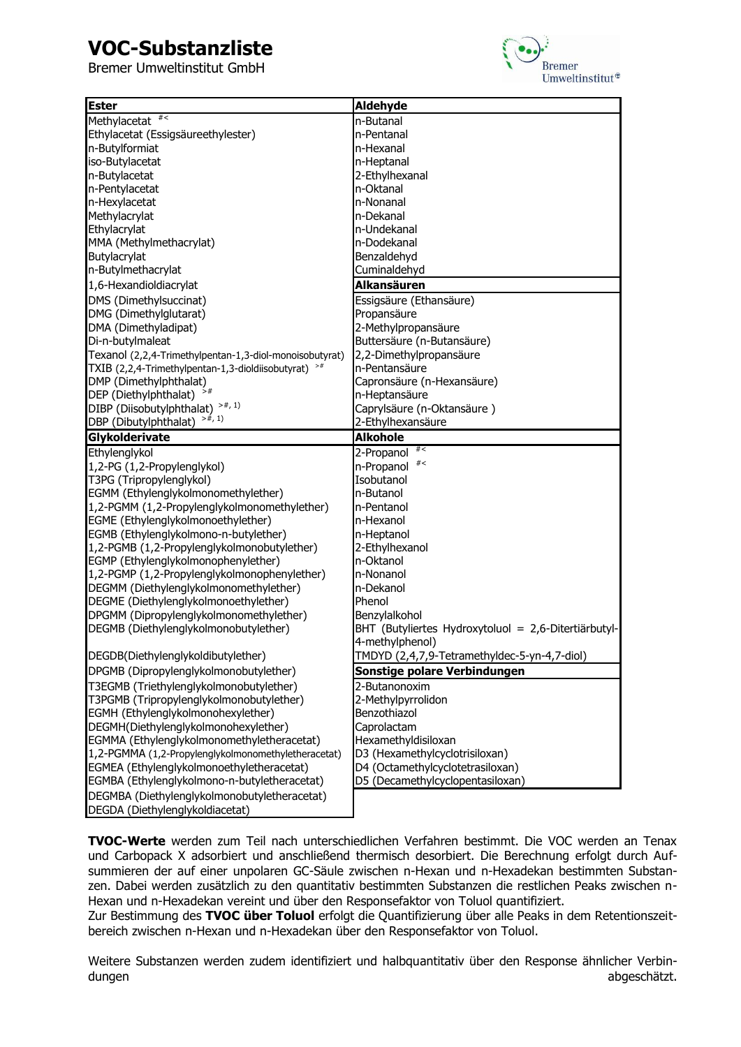# VOC-Substanzliste

Bremer Umweltinstitut GmbH

| Ester | Aldehyde |
|---|---|
| Methylacetat [#<] | n-Butanal |
| Ethylacetat (Essigsäureethylester) | n-Pentanal |
| n-Butylformiat | n-Hexanal |
| iso-Butylacetat | n-Heptanal |
| n-Butylacetat | 2-Ethylhexanal |
| n-Pentylacetat | n-Oktanal |
| n-Hexylacetat | n-Nonanal |
| Methylacrylat | n-Dekanal |
| Ethylacrylat | n-Undekanal |
| MMA (Methylmethacrylat) | n-Dodekanal |
| Butylacrylat | Benzaldehyd |
| n-Butylmethacrylat | Cuminaldehyd |
| 1,6-Hexandioldiacrylat | **Alkansäuren** |
| DMS (Dimethylsuccinat) | Essigsäure (Ethansäure) |
| DMG (Dimethylglutarat) | Propansäure |
| DMA (Dimethyladipat) | 2-Methylpropansäure |
| Di-n-butylmaleat | Buttersäure (n-Butansäure) |
| Texanol (2,2,4-Trimethylpentan-1,3-diol-monoisobutyrat) | 2,2-Dimethylpropansäure |
| TXIB (2,2,4-Trimethylpentan-1,3-dioldiisobutyrat) [>#] | n-Pentansäure |
| DMP (Dimethylphthalat) | Capronsäure (n-Hexansäure) |
| DEP (Diethylphthalat) [>#] | n-Heptansäure |
| DIBP (Diisobutylphthalat) [>#, 1)] | Caprylsäure (n-Oktansäure ) |
| DBP (Dibutylphthalat) [>#, 1)] | 2-Ethylhexansäure |
| **Glykolderivate** | **Alkohole** |
| Ethylenglykol | 2-Propanol [#<] |
| 1,2-PG (1,2-Propylenglykol) | n-Propanol [#<] |
| T3PG (Tripropylenglykol) | Isobutanol |
| EGMM (Ethylenglykolmonomethylether) | n-Butanol |
| 1,2-PGMM (1,2-Propylenglykolmonomethylether) | n-Pentanol |
| EGME (Ethylenglykolmonoethylether) | n-Hexanol |
| EGMB (Ethylenglykolmono-n-butylether) | n-Heptanol |
| 1,2-PGMB (1,2-Propylenglykolmonobutylether) | 2-Ethylhexanol |
| EGMP (Ethylenglykolmonophenylether) | n-Oktanol |
| 1,2-PGMP (1,2-Propylenglykolmonophenylether) | n-Nonanol |
| DEGMM (Diethylenglykolmonomethylether) | n-Dekanol |
| DEGME (Diethylenglykolmonoethylether) | Phenol |
| DPGMM (Dipropylenglykolmonomethylether) | Benzylalkohol |
| DEGMB (Diethylenglykolmonobutylether) | BHT (Butyliertes Hydroxytoluol = 2,6-Ditertiärbutyl-4-methylphenol) |
| DEGDB(Diethylenglykoldibutylether) | TMDYD (2,4,7,9-Tetramethyldec-5-yn-4,7-diol) |
| DPGMB (Dipropylenglykolmonobutylether) | **Sonstige polare Verbindungen** |
| T3EGMB (Triethylenglykolmonobutylether) | 2-Butanonoxim |
| T3PGMB (Tripropylenglykolmonobutylether) | 2-Methylpyrrolidon |
| EGMH (Ethylenglykolmonohexylether) | Benzothiazol |
| DEGMH(Diethylenglykolmonohexylether) | Caprolactam |
| EGMMA (Ethylenglykolmonomethyletheracetat) | Hexamethyldisiloxan |
| 1,2-PGMMA (1,2-Propylenglykolmonomethyletheracetat) | D3 (Hexamethylcyclotrisiloxan) |
| EGMEA (Ethylenglykolmonoethyletheracetat) | D4 (Octamethylcyclotetrasiloxan) |
| EGMBA (Ethylenglykolmono-n-butyletheracetat) | D5 (Decamethylcyclopentasiloxan) |
| DEGMBA (Diethylenglykolmonobutyletheracetat) | |
| DEGDA (Diethylenglykoldiacetat) | |

**TVOC-Werte** werden zum Teil nach unterschiedlichen Verfahren bestimmt. Die VOC werden an Tenax und Carbopack X adsorbiert und anschließend thermisch desorbiert. Die Berechnung erfolgt durch Aufsummieren der auf einer unpolaren GC-Säule zwischen n-Hexan und n-Hexadekan bestimmten Substanzen. Dabei werden zusätzlich zu den quantitativ bestimmten Substanzen die restlichen Peaks zwischen n-Hexan und n-Hexadekan vereint und über den Responsefaktor von Toluol quantifiziert.
Zur Bestimmung des **TVOC über Toluol** erfolgt die Quantifizierung über alle Peaks in dem Retentionszeitbereich zwischen n-Hexan und n-Hexadekan über den Responsefaktor von Toluol.

Weitere Substanzen werden zudem identifiziert und halbquantitativ über den Response ähnlicher Verbindungen abgeschätzt.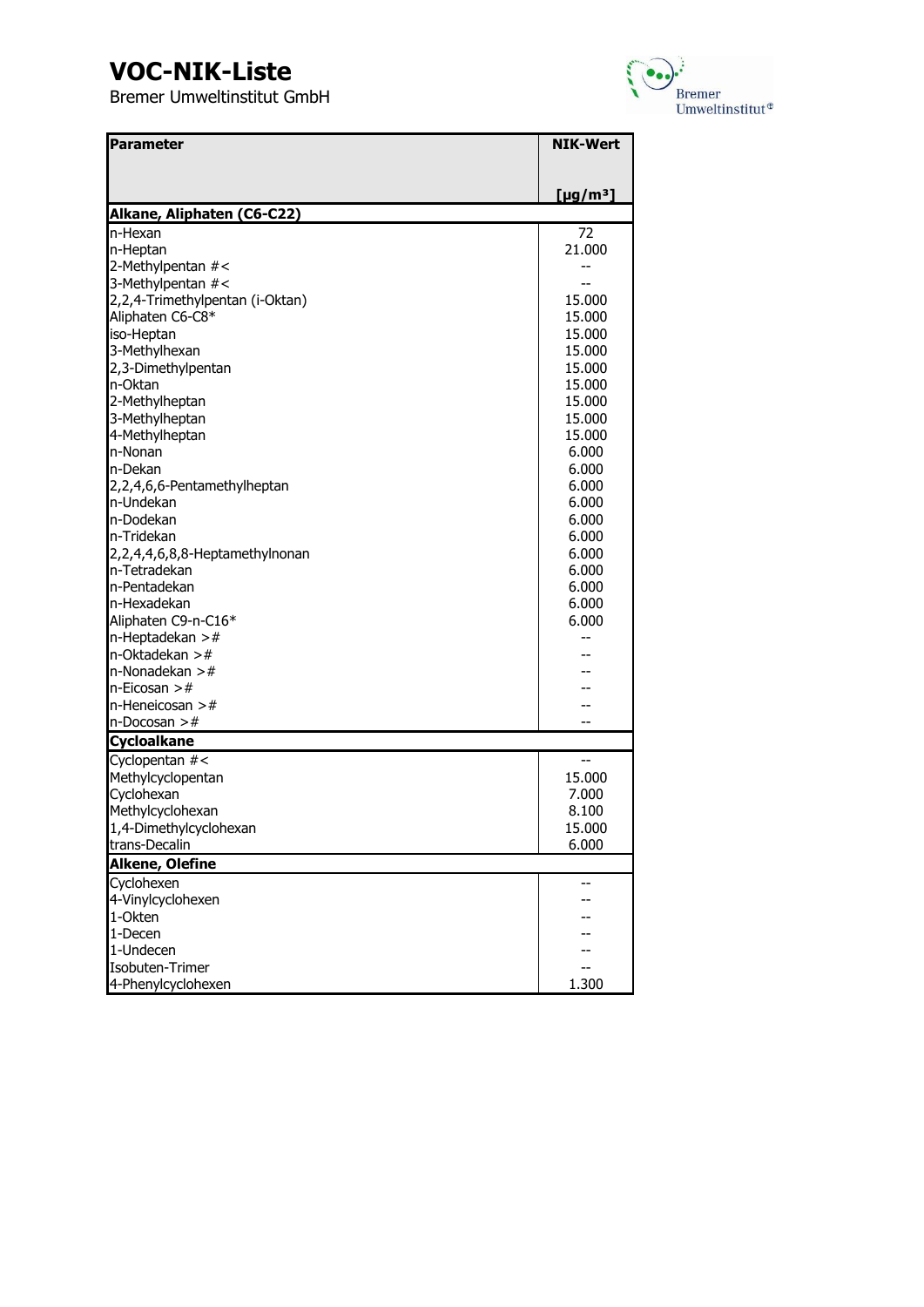# VOC-NIK-Liste

Bremer Umweltinstitut GmbH

| Parameter | NIK-Wert [µg/m³] |
|---|---|
| **Alkane, Aliphaten (C6-C22)** | |
| n-Hexan | 72 |
| n-Heptan | 21.000 |
| 2-Methylpentan #< | -- |
| 3-Methylpentan #< | -- |
| 2,2,4-Trimethylpentan (i-Oktan) | 15.000 |
| Aliphaten C6-C8* | 15.000 |
| iso-Heptan | 15.000 |
| 3-Methylhexan | 15.000 |
| 2,3-Dimethylpentan | 15.000 |
| n-Oktan | 15.000 |
| 2-Methylheptan | 15.000 |
| 3-Methylheptan | 15.000 |
| 4-Methylheptan | 15.000 |
| n-Nonan | 6.000 |
| n-Dekan | 6.000 |
| 2,2,4,6,6-Pentamethylheptan | 6.000 |
| n-Undekan | 6.000 |
| n-Dodekan | 6.000 |
| n-Tridekan | 6.000 |
| 2,2,4,4,6,8,8-Heptamethylnonan | 6.000 |
| n-Tetradekan | 6.000 |
| n-Pentadekan | 6.000 |
| n-Hexadekan | 6.000 |
| Aliphaten C9-n-C16* | 6.000 |
| n-Heptadekan ># | -- |
| n-Oktadekan ># | -- |
| n-Nonadekan ># | -- |
| n-Eicosan ># | -- |
| n-Heneicosan ># | -- |
| n-Docosan ># | -- |
| **Cycloalkane** | |
| Cyclopentan #< | -- |
| Methylcyclopentan | 15.000 |
| Cyclohexan | 7.000 |
| Methylcyclohexan | 8.100 |
| 1,4-Dimethylcyclohexan | 15.000 |
| trans-Decalin | 6.000 |
| **Alkene, Olefine** | |
| Cyclohexen | -- |
| 4-Vinylcyclohexen | -- |
| 1-Okten | -- |
| 1-Decen | -- |
| 1-Undecen | -- |
| Isobuten-Trimer | -- |
| 4-Phenylcyclohexen | 1.300 |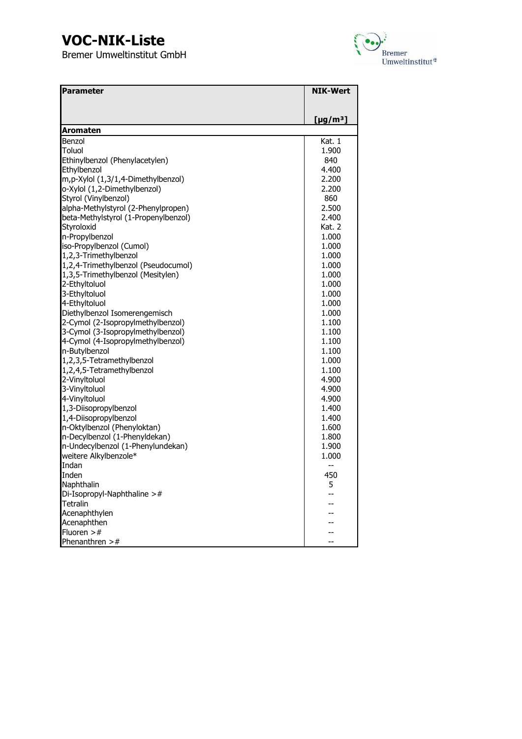# VOC-NIK-Liste

Bremer Umweltinstitut GmbH

| Parameter | NIK-Wert [µg/m³] |
|---|---|
| **Aromaten** | |
| Benzol | Kat. 1 |
| Toluol | 1.900 |
| Ethinylbenzol (Phenylacetylen) | 840 |
| Ethylbenzol | 4.400 |
| m,p-Xylol (1,3/1,4-Dimethylbenzol) | 2.200 |
| o-Xylol (1,2-Dimethylbenzol) | 2.200 |
| Styrol (Vinylbenzol) | 860 |
| alpha-Methylstyrol (2-Phenylpropen) | 2.500 |
| beta-Methylstyrol (1-Propenylbenzol) | 2.400 |
| Styroloxid | Kat. 2 |
| n-Propylbenzol | 1.000 |
| iso-Propylbenzol (Cumol) | 1.000 |
| 1,2,3-Trimethylbenzol | 1.000 |
| 1,2,4-Trimethylbenzol (Pseudocumol) | 1.000 |
| 1,3,5-Trimethylbenzol (Mesitylen) | 1.000 |
| 2-Ethyltoluol | 1.000 |
| 3-Ethyltoluol | 1.000 |
| 4-Ethyltoluol | 1.000 |
| Diethylbenzol Isomerengemisch | 1.000 |
| 2-Cymol (2-Isopropylmethylbenzol) | 1.100 |
| 3-Cymol (3-Isopropylmethylbenzol) | 1.100 |
| 4-Cymol (4-Isopropylmethylbenzol) | 1.100 |
| n-Butylbenzol | 1.100 |
| 1,2,3,5-Tetramethylbenzol | 1.000 |
| 1,2,4,5-Tetramethylbenzol | 1.100 |
| 2-Vinyltoluol | 4.900 |
| 3-Vinyltoluol | 4.900 |
| 4-Vinyltoluol | 4.900 |
| 1,3-Diisopropylbenzol | 1.400 |
| 1,4-Diisopropylbenzol | 1.400 |
| n-Oktylbenzol (Phenyloktan) | 1.600 |
| n-Decylbenzol (1-Phenyldekan) | 1.800 |
| n-Undecylbenzol (1-Phenylundekan) | 1.900 |
| weitere Alkylbenzole* | 1.000 |
| Indan | -- |
| Inden | 450 |
| Naphthalin | 5 |
| Di-Isopropyl-Naphthaline >#  | -- |
| Tetralin | -- |
| Acenaphthylen | -- |
| Acenaphthen | -- |
| Fluoren >#  | -- |
| Phenanthren >#  | -- |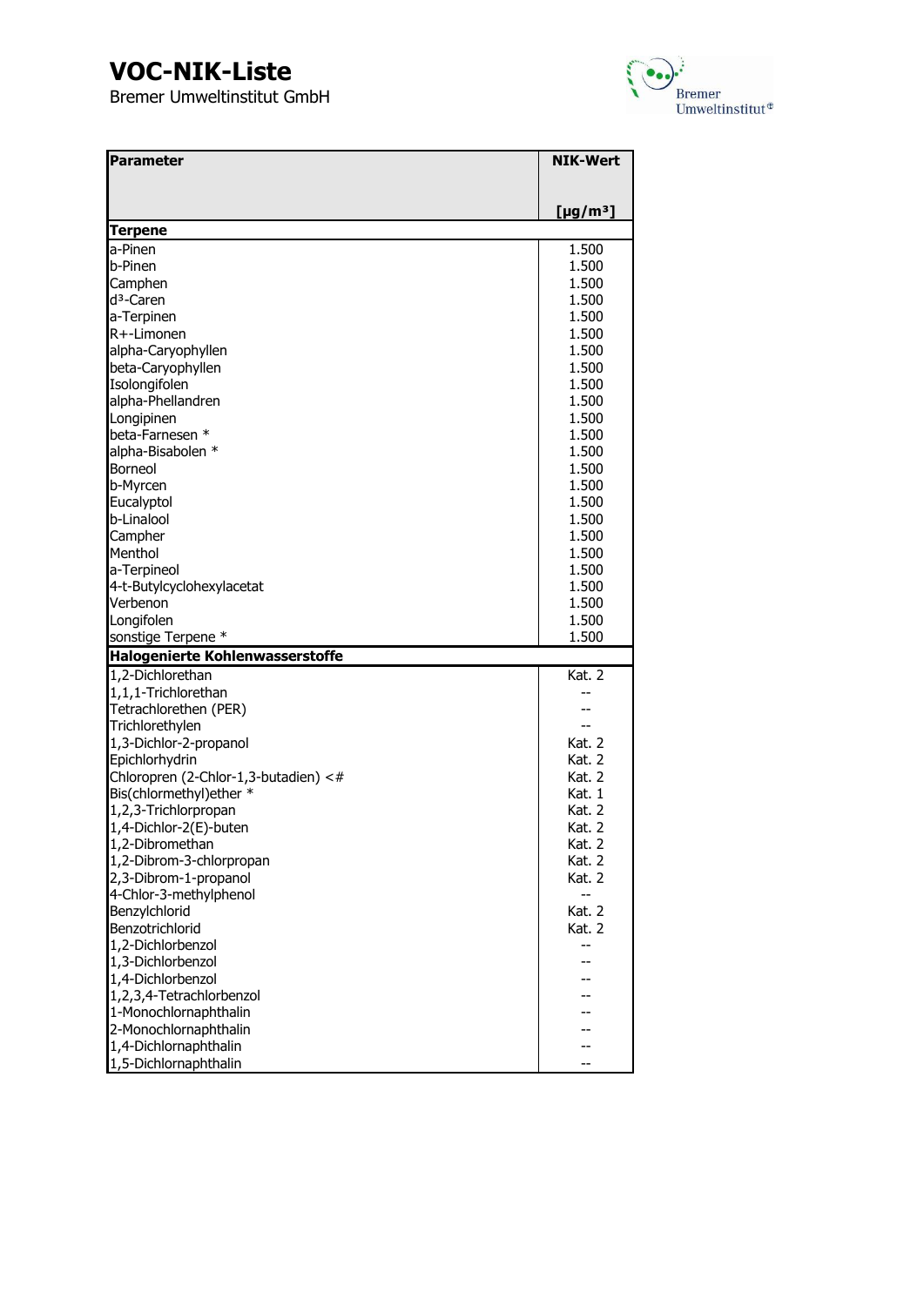# VOC-NIK-Liste

Bremer Umweltinstitut GmbH

| Parameter | NIK-Wert [µg/m³] |
|---|---|
| **Terpene** | |
| a-Pinen | 1.500 |
| b-Pinen | 1.500 |
| Camphen | 1.500 |
| d³-Caren | 1.500 |
| a-Terpinen | 1.500 |
| R+-Limonen | 1.500 |
| alpha-Caryophyllen | 1.500 |
| beta-Caryophyllen | 1.500 |
| Isolongifolen | 1.500 |
| alpha-Phellandren | 1.500 |
| Longipinen | 1.500 |
| beta-Farnesen * | 1.500 |
| alpha-Bisabolen * | 1.500 |
| Borneol | 1.500 |
| b-Myrcen | 1.500 |
| Eucalyptol | 1.500 |
| b-Linalool | 1.500 |
| Campher | 1.500 |
| Menthol | 1.500 |
| a-Terpineol | 1.500 |
| 4-t-Butylcyclohexylacetat | 1.500 |
| Verbenon | 1.500 |
| Longifolen | 1.500 |
| sonstige Terpene * | 1.500 |
| **Halogenierte Kohlenwasserstoffe** | |
| 1,2-Dichlorethan | Kat. 2 |
| 1,1,1-Trichlorethan | -- |
| Tetrachlorethen (PER) | -- |
| Trichlorethylen | -- |
| 1,3-Dichlor-2-propanol | Kat. 2 |
| Epichlorhydrin | Kat. 2 |
| Chloropren (2-Chlor-1,3-butadien) <# | Kat. 2 |
| Bis(chlormethyl)ether * | Kat. 1 |
| 1,2,3-Trichlorpropan | Kat. 2 |
| 1,4-Dichlor-2(E)-buten | Kat. 2 |
| 1,2-Dibromethan | Kat. 2 |
| 1,2-Dibrom-3-chlorpropan | Kat. 2 |
| 2,3-Dibrom-1-propanol | Kat. 2 |
| 4-Chlor-3-methylphenol | -- |
| Benzylchlorid | Kat. 2 |
| Benzotrichlorid | Kat. 2 |
| 1,2-Dichlorbenzol | -- |
| 1,3-Dichlorbenzol | -- |
| 1,4-Dichlorbenzol | -- |
| 1,2,3,4-Tetrachlorbenzol | -- |
| 1-Monochlornaphthalin | -- |
| 2-Monochlornaphthalin | -- |
| 1,4-Dichlornaphthalin | -- |
| 1,5-Dichlornaphthalin | -- |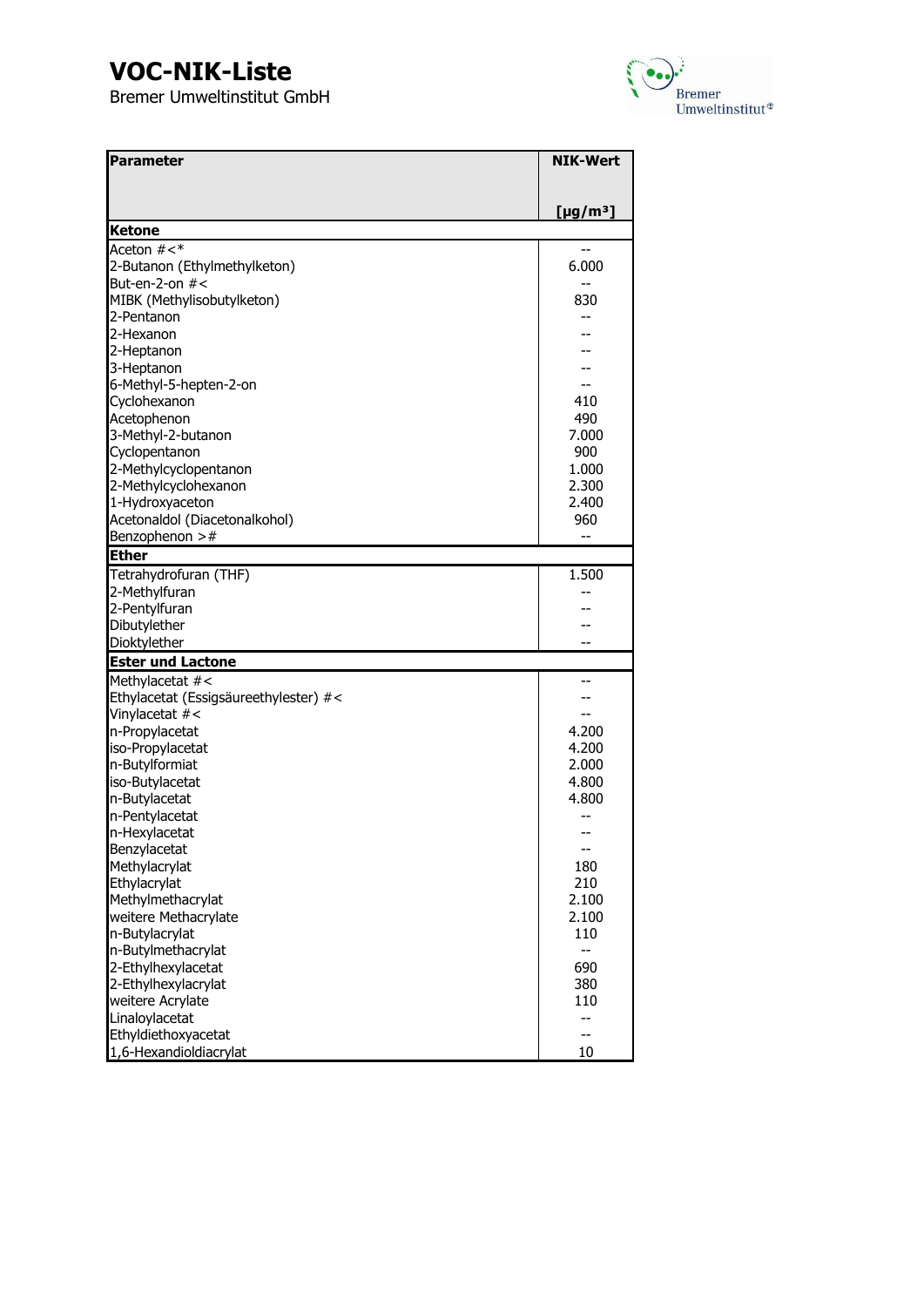# VOC-NIK-Liste

Bremer Umweltinstitut GmbH

| Parameter | NIK-Wert [µg/m³] |
|---|---|
| **Ketone** | |
| Aceton #<* | -- |
| 2-Butanon (Ethylmethylketon) | 6.000 |
| But-en-2-on #< | -- |
| MIBK (Methylisobutylketon) | 830 |
| 2-Pentanon | -- |
| 2-Hexanon | -- |
| 2-Heptanon | -- |
| 3-Heptanon | -- |
| 6-Methyl-5-hepten-2-on | -- |
| Cyclohexanon | 410 |
| Acetophenon | 490 |
| 3-Methyl-2-butanon | 7.000 |
| Cyclopentanon | 900 |
| 2-Methylcyclopentanon | 1.000 |
| 2-Methylcyclohexanon | 2.300 |
| 1-Hydroxyaceton | 2.400 |
| Acetonaldol (Diacetonalkohol) | 960 |
| Benzophenon ># | -- |
| **Ether** | |
| Tetrahydrofuran (THF) | 1.500 |
| 2-Methylfuran | -- |
| 2-Pentylfuran | -- |
| Dibutylether | -- |
| Dioktylether | -- |
| **Ester und Lactone** | |
| Methylacetat #< | -- |
| Ethylacetat (Essigsäureethylester) #< | -- |
| Vinylacetat #< | -- |
| n-Propylacetat | 4.200 |
| iso-Propylacetat | 4.200 |
| n-Butylformiat | 2.000 |
| iso-Butylacetat | 4.800 |
| n-Butylacetat | 4.800 |
| n-Pentylacetat | -- |
| n-Hexylacetat | -- |
| Benzylacetat | -- |
| Methylacrylat | 180 |
| Ethylacrylat | 210 |
| Methylmethacrylat | 2.100 |
| weitere Methacrylate | 2.100 |
| n-Butylacrylat | 110 |
| n-Butylmethacrylat | -- |
| 2-Ethylhexylacetat | 690 |
| 2-Ethylhexylacrylat | 380 |
| weitere Acrylate | 110 |
| Linaloylacetat | -- |
| Ethyldiethoxyacetat | -- |
| 1,6-Hexandioldiacrylat | 10 |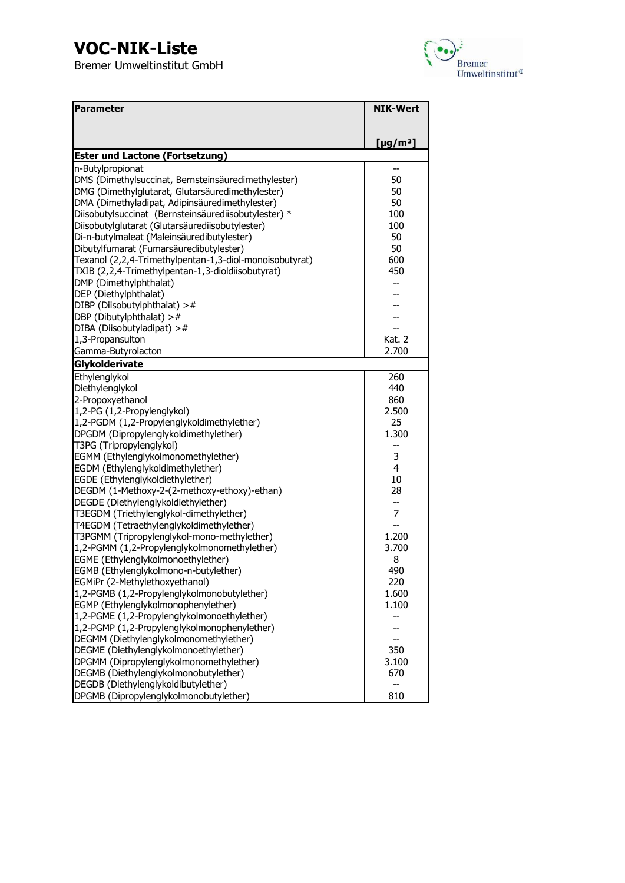# VOC-NIK-Liste

Bremer Umweltinstitut GmbH

| Parameter | NIK-Wert [µg/m³] |
|---|---|
| **Ester und Lactone (Fortsetzung)** | |
| n-Butylpropionat | -- |
| DMS (Dimethylsuccinat, Bernsteinsäuredimethylester) | 50 |
| DMG (Dimethylglutarat, Glutarsäuredimethylester) | 50 |
| DMA (Dimethyladipat, Adipinsäuredimethylester) | 50 |
| Diisobutylsuccinat (Bernsteinsäurediisobutylester) * | 100 |
| Diisobutylglutarat (Glutarsäurediisobutylester) | 100 |
| Di-n-butylmaleat (Maleinsäuredibutylester) | 50 |
| Dibutylfumarat (Fumarsäuredibutylester) | 50 |
| Texanol (2,2,4-Trimethylpentan-1,3-diol-monoisobutyrat) | 600 |
| TXIB (2,2,4-Trimethylpentan-1,3-dioldiisobutyrat) | 450 |
| DMP (Dimethylphthalat) | -- |
| DEP (Diethylphthalat) | -- |
| DIBP (Diisobutylphthalat) >## | -- |
| DBP (Dibutylphthalat) >## | -- |
| DIBA (Diisobutyladipat) >## | -- |
| 1,3-Propansulton | Kat. 2 |
| Gamma-Butyrolacton | 2.700 |
| **Glykolderivate** | |
| Ethylenglykol | 260 |
| Diethylenglykol | 440 |
| 2-Propoxyethanol | 860 |
| 1,2-PG (1,2-Propylenglykol) | 2.500 |
| 1,2-PGDM (1,2-Propylenglykoldimethylether) | 25 |
| DPGDM (Dipropylenglykoldimethylether) | 1.300 |
| T3PG (Tripropylenglykol) | -- |
| EGMM (Ethylenglykolmonomethylether) | 3 |
| EGDM (Ethylenglykoldimethylether) | 4 |
| EGDE (Ethylenglykoldiethylether) | 10 |
| DEGDM (1-Methoxy-2-(2-methoxy-ethoxy)-ethan) | 28 |
| DEGDE (Diethylenglykoldiethylether) | -- |
| T3EGDM (Triethylenglykol-dimethylether) | 7 |
| T4EGDM (Tetraethylenglykoldimethylether) | -- |
| T3PGMM (Tripropylenglykol-mono-methylether) | 1.200 |
| 1,2-PGMM (1,2-Propylenglykolmonomethylether) | 3.700 |
| EGME (Ethylenglykolmonoethylether) | 8 |
| EGMB (Ethylenglykolmono-n-butylether) | 490 |
| EGMiPr (2-Methylethoxyethanol) | 220 |
| 1,2-PGMB (1,2-Propylenglykolmonobutylether) | 1.600 |
| EGMP (Ethylenglykolmonophenylether) | 1.100 |
| 1,2-PGME (1,2-Propylenglykolmonoethylether) | -- |
| 1,2-PGMP (1,2-Propylenglykolmonophenylether) | -- |
| DEGMM (Diethylenglykolmonomethylether) | -- |
| DEGME (Diethylenglykolmonoethylether) | 350 |
| DPGMM (Dipropylenglykolmonomethylether) | 3.100 |
| DEGMB (Diethylenglykolmonobutylether) | 670 |
| DEGDB (Diethylenglykoldibutylether) | -- |
| DPGMB (Dipropylenglykolmonobutylether) | 810 |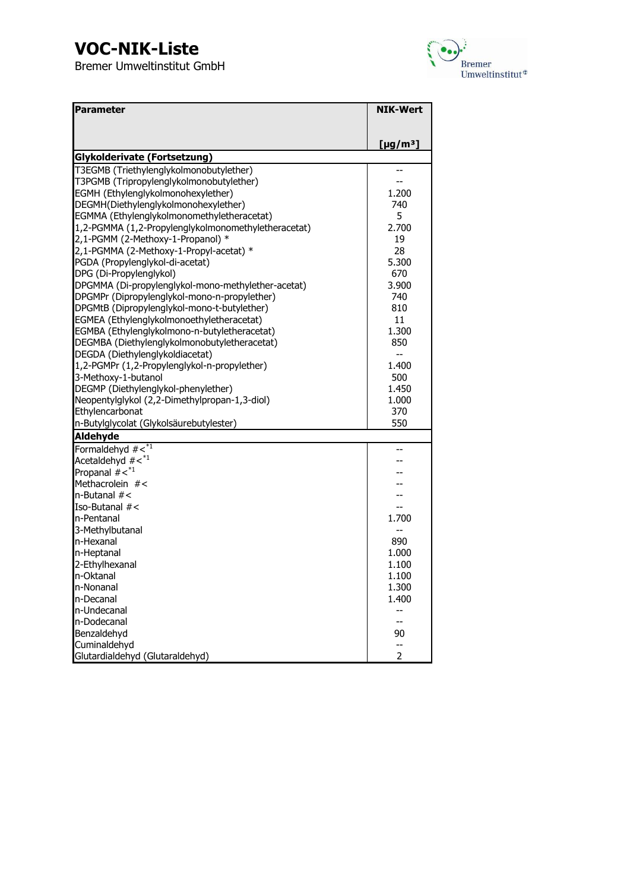# VOC-NIK-Liste

Bremer Umweltinstitut GmbH

| Parameter | NIK-Wert [µg/m³] |
|---|---|
| **Glykolderivate (Fortsetzung)** | |
| T3EGMB (Triethylenglykolmonobutylether) | -- |
| T3PGMB (Tripropylenglykolmonobutylether) | -- |
| EGMH (Ethylenglykolmonohexylether) | 1.200 |
| DEGMH(Diethylenglykolmonohexylether) | 740 |
| EGMMA (Ethylenglykolmonomethyletheracetat) | 5 |
| 1,2-PGMMA (1,2-Propylenglykolmonomethyletheracetat) | 2.700 |
| 2,1-PGMM (2-Methoxy-1-Propanol) * | 19 |
| 2,1-PGMMA (2-Methoxy-1-Propyl-acetat) * | 28 |
| PGDA (Propylenglykol-di-acetat) | 5.300 |
| DPG (Di-Propylenglykol) | 670 |
| DPGMMA (Di-propylenglykol-mono-methylether-acetat) | 3.900 |
| DPGMPr (Dipropylenglykol-mono-n-propylether) | 740 |
| DPGMtB (Dipropylenglykol-mono-t-butylether) | 810 |
| EGMEA (Ethylenglykolmonoethyletheracetat) | 11 |
| EGMBA (Ethylenglykolmono-n-butyletheracetat) | 1.300 |
| DEGMBA (Diethylenglykolmonobutyletheracetat) | 850 |
| DEGDA (Diethylenglykoldiacetat) | -- |
| 1,2-PGMPr (1,2-Propylenglykol-n-propylether) | 1.400 |
| 3-Methoxy-1-butanol | 500 |
| DEGMP (Diethylenglykol-phenylether) | 1.450 |
| Neopentylglykol (2,2-Dimethylpropan-1,3-diol) | 1.000 |
| Ethylencarbonat | 370 |
| n-Butylglycolat (Glykolsäurebutylester) | 550 |
| **Aldehyde** | |
| Formaldehyd #<[*1] | -- |
| Acetaldehyd #<[*1] | -- |
| Propanal #<[*1] | -- |
| Methacrolein #< | -- |
| n-Butanal #< | -- |
| Iso-Butanal #< | -- |
| n-Pentanal | 1.700 |
| 3-Methylbutanal | -- |
| n-Hexanal | 890 |
| n-Heptanal | 1.000 |
| 2-Ethylhexanal | 1.100 |
| n-Oktanal | 1.100 |
| n-Nonanal | 1.300 |
| n-Decanal | 1.400 |
| n-Undecanal | -- |
| n-Dodecanal | -- |
| Benzaldehyd | 90 |
| Cuminaldehyd | -- |
| Glutardialdehyd (Glutaraldehyd) | 2 |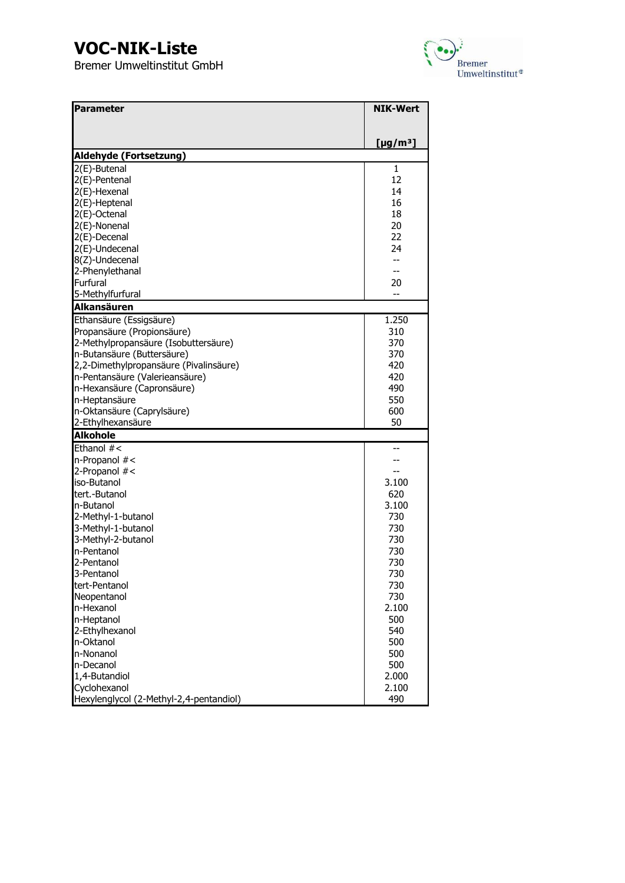# VOC-NIK-Liste

Bremer Umweltinstitut GmbH

| Parameter | NIK-Wert [µg/m³] |
|---|---|
| **Aldehyde (Fortsetzung)** | |
| 2(E)-Butenal | 1 |
| 2(E)-Pentenal | 12 |
| 2(E)-Hexenal | 14 |
| 2(E)-Heptenal | 16 |
| 2(E)-Octenal | 18 |
| 2(E)-Nonenal | 20 |
| 2(E)-Decenal | 22 |
| 2(E)-Undecenal | 24 |
| 8(Z)-Undecenal | -- |
| 2-Phenylethanal | -- |
| Furfural | 20 |
| 5-Methylfurfural | -- |
| **Alkansäuren** | |
| Ethansäure (Essigsäure) | 1.250 |
| Propansäure (Propionsäure) | 310 |
| 2-Methylpropansäure (Isobuttersäure) | 370 |
| n-Butansäure (Buttersäure) | 370 |
| 2,2-Dimethylpropansäure (Pivalinsäure) | 420 |
| n-Pentansäure (Valerieansäure) | 420 |
| n-Hexansäure (Capronsäure) | 490 |
| n-Heptansäure | 550 |
| n-Oktansäure (Caprylsäure) | 600 |
| 2-Ethylhexansäure | 50 |
| **Alkohole** | |
| Ethanol #< | -- |
| n-Propanol #< | -- |
| 2-Propanol #< | -- |
| iso-Butanol | 3.100 |
| tert.-Butanol | 620 |
| n-Butanol | 3.100 |
| 2-Methyl-1-butanol | 730 |
| 3-Methyl-1-butanol | 730 |
| 3-Methyl-2-butanol | 730 |
| n-Pentanol | 730 |
| 2-Pentanol | 730 |
| 3-Pentanol | 730 |
| tert-Pentanol | 730 |
| Neopentanol | 730 |
| n-Hexanol | 2.100 |
| n-Heptanol | 500 |
| 2-Ethylhexanol | 540 |
| n-Oktanol | 500 |
| n-Nonanol | 500 |
| n-Decanol | 500 |
| 1,4-Butandiol | 2.000 |
| Cyclohexanol | 2.100 |
| Hexylenglycol (2-Methyl-2,4-pentandiol) | 490 |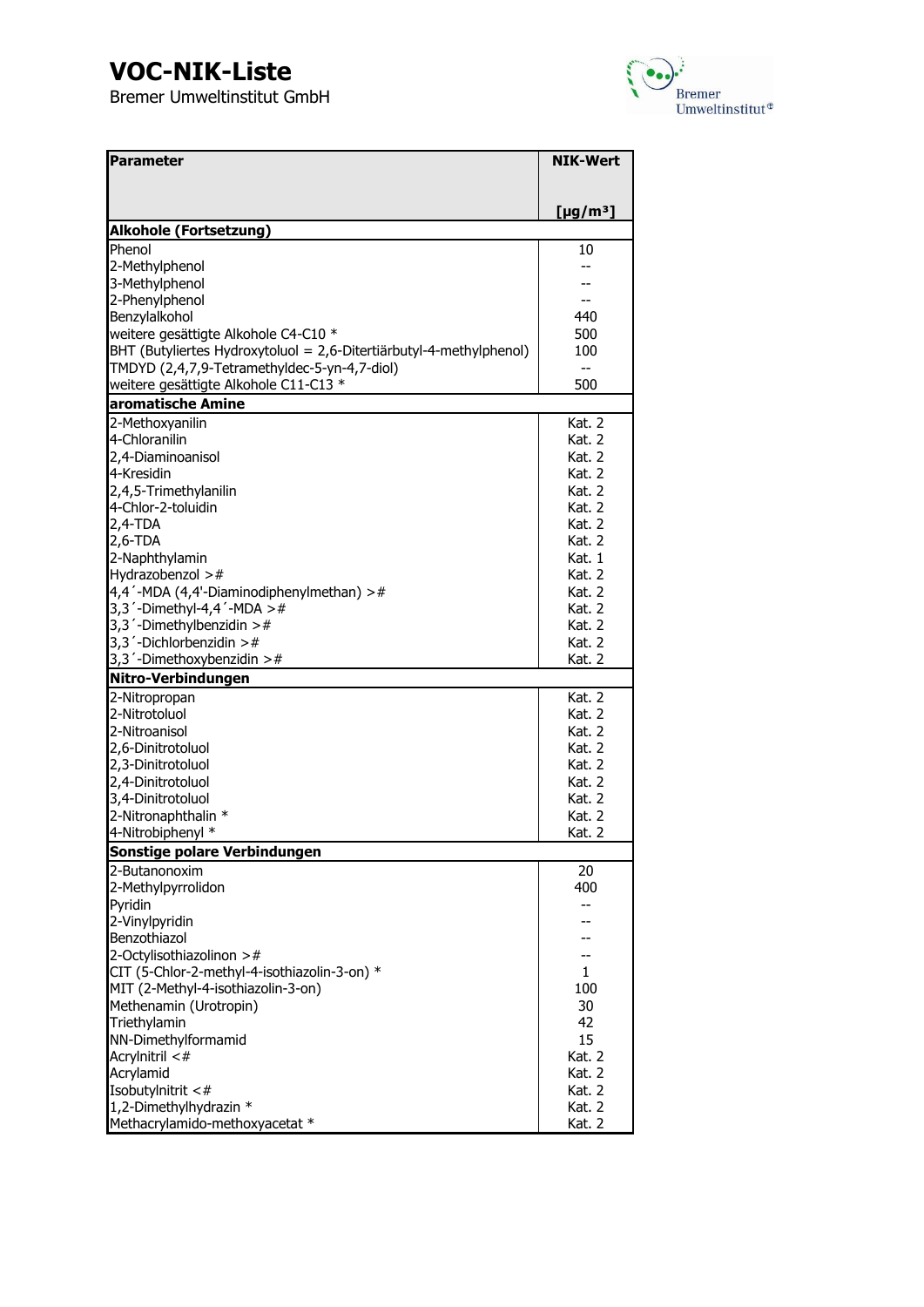# VOC-NIK-Liste

Bremer Umweltinstitut GmbH

| Parameter | NIK-Wert [µg/m³] |
|---|---|
| **Alkohole (Fortsetzung)** | |
| Phenol | 10 |
| 2-Methylphenol | -- |
| 3-Methylphenol | -- |
| 2-Phenylphenol | -- |
| Benzylalkohol | 440 |
| weitere gesättigte Alkohole C4-C10 * | 500 |
| BHT (Butyliertes Hydroxytoluol = 2,6-Ditertiärbutyl-4-methylphenol) | 100 |
| TMDYD (2,4,7,9-Tetramethyldec-5-yn-4,7-diol) | -- |
| weitere gesättigte Alkohole C11-C13 * | 500 |
| **aromatische Amine** | |
| 2-Methoxyanilin | Kat. 2 |
| 4-Chloranilin | Kat. 2 |
| 2,4-Diaminoanisol | Kat. 2 |
| 4-Kresidin | Kat. 2 |
| 2,4,5-Trimethylanilin | Kat. 2 |
| 4-Chlor-2-toluidin | Kat. 2 |
| 2,4-TDA | Kat. 2 |
| 2,6-TDA | Kat. 2 |
| 2-Naphthylamin | Kat. 1 |
| Hydrazobenzol >#  | Kat. 2 |
| 4,4´-MDA (4,4'-Diaminodiphenylmethan) >#  | Kat. 2 |
| 3,3´-Dimethyl-4,4´-MDA >#  | Kat. 2 |
| 3,3´-Dimethylbenzidin >#  | Kat. 2 |
| 3,3´-Dichlorbenzidin >#  | Kat. 2 |
| 3,3´-Dimethoxybenzidin >#  | Kat. 2 |
| **Nitro-Verbindungen** | |
| 2-Nitropropan | Kat. 2 |
| 2-Nitrotoluol | Kat. 2 |
| 2-Nitroanisol | Kat. 2 |
| 2,6-Dinitrotoluol | Kat. 2 |
| 2,3-Dinitrotoluol | Kat. 2 |
| 2,4-Dinitrotoluol | Kat. 2 |
| 3,4-Dinitrotoluol | Kat. 2 |
| 2-Nitronaphthalin * | Kat. 2 |
| 4-Nitrobiphenyl * | Kat. 2 |
| **Sonstige polare Verbindungen** | |
| 2-Butanonoxim | 20 |
| 2-Methylpyrrolidon | 400 |
| Pyridin | -- |
| 2-Vinylpyridin | -- |
| Benzothiazol | -- |
| 2-Octylisothiazolinon >#  | -- |
| CIT (5-Chlor-2-methyl-4-isothiazolin-3-on) * | 1 |
| MIT (2-Methyl-4-isothiazolin-3-on) | 100 |
| Methenamin (Urotropin) | 30 |
| Triethylamin | 42 |
| NN-Dimethylformamid | 15 |
| Acrylnitril <#  | Kat. 2 |
| Acrylamid | Kat. 2 |
| Isobutylnitrit <#  | Kat. 2 |
| 1,2-Dimethylhydrazin * | Kat. 2 |
| Methacrylamido-methoxyacetat * | Kat. 2 |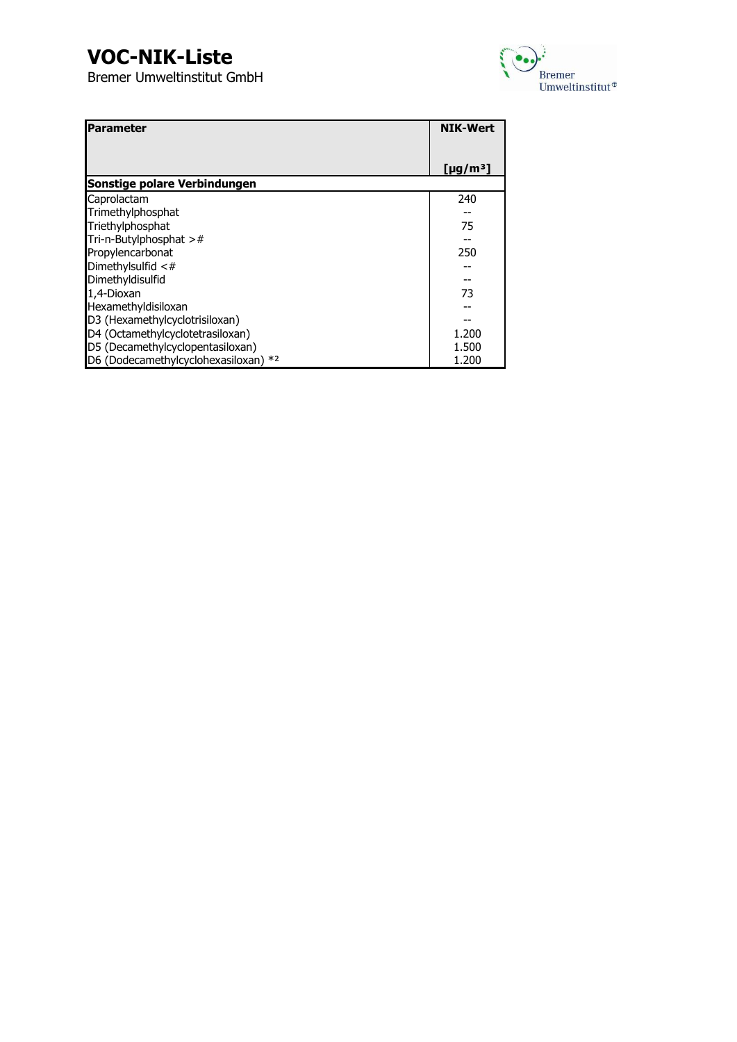# VOC-NIK-Liste

Bremer Umweltinstitut GmbH

| Parameter | NIK-Wert [μg/m³] |
|---|---|
| **Sonstige polare Verbindungen** | |
| Caprolactam | 240 |
| Trimethylphosphat | -- |
| Triethylphosphat | 75 |
| Tri-n-Butylphosphat ># | -- |
| Propylencarbonat | 250 |
| Dimethylsulfid <# | -- |
| Dimethyldisulfid | -- |
| 1,4-Dioxan | 73 |
| Hexamethyldisiloxan | -- |
| D3 (Hexamethylcyclotrisiloxan) | -- |
| D4 (Octamethylcyclotetrasiloxan) | 1.200 |
| D5 (Decamethylcyclopentasiloxan) | 1.500 |
| D6 (Dodecamethylcyclohexasiloxan) *2 | 1.200 |